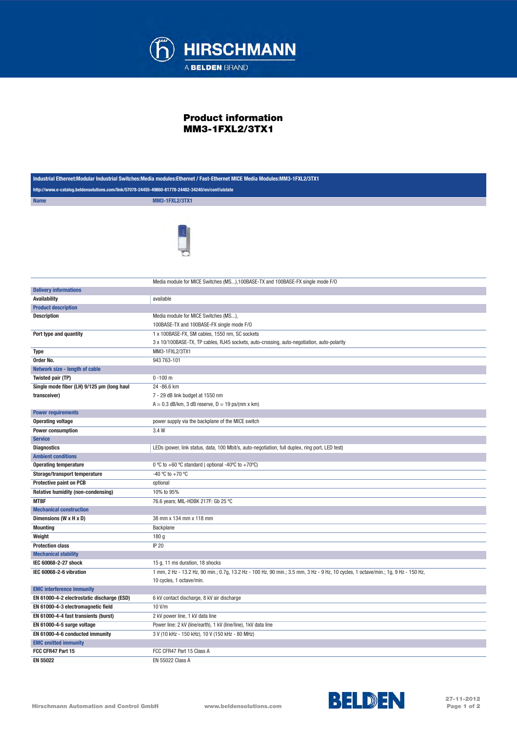# Product information
## MM3-1FXL2/3TX1

Industrial Ethernet:Modular Industrial Switches:Media modules:Ethernet / Fast-Ethernet MICE Media Modules:MM3-1FXL2/3TX1

http://www.e-catalog.beldensolutions.com/link/57078-24455-49860-81778-24482-34240/en/conf/uistate

| Name | MM3-1FXL2/3TX1 |
|---|---|
| | Media module for MICE Switches (MS...),100BASE-TX and 100BASE-FX single mode F/O |
| **Delivery informations** | |
| Availability | available |
| **Product description** | |
| Description | Media module for MICE Switches (MS...),<br>100BASE-TX and 100BASE-FX single mode F/O |
| Port type and quantity | 1 x 100BASE-FX, SM cables, 1550 nm, SC sockets<br>3 x 10/100BASE-TX, TP cables, RJ45 sockets, auto-crossing, auto-negotiation, auto-polarity |
| Type | MM3-1FXL2/3TX1 |
| Order No. | 943 763-101 |
| **Network size - length of cable** | |
| Twisted pair (TP) | 0 -100 m |
| Single mode fiber (LH) 9/125 µm (long haul transceiver) | 24 -86.6 km<br>7 - 29 dB link budget at 1550 nm<br>A = 0.3 dB/km, 3 dB reserve, D = 19 ps/(nm x km) |
| **Power requirements** | |
| Operating voltage | power supply via the backplane of the MICE switch |
| Power consumption | 3.4 W |
| **Service** | |
| Diagnostics | LEDs (power, link status, data, 100 Mbit/s, auto-negotiation, full duplex, ring port, LED test) |
| **Ambient conditions** | |
| Operating temperature | 0 °C to +60 °C standard ( optional -40°C to +70°C) |
| Storage/transport temperature | -40 °C to +70 °C |
| Protective paint on PCB | optional |
| Relative humidity (non-condensing) | 10% to 95% |
| MTBF | 76.6 years; MIL-HDBK 217F: Gb 25 °C |
| **Mechanical construction** | |
| Dimensions (W x H x D) | 38 mm x 134 mm x 118 mm |
| Mounting | Backplane |
| Weight | 180 g |
| Protection class | IP 20 |
| **Mechanical stability** | |
| IEC 60068-2-27 shock | 15 g, 11 ms duration, 18 shocks |
| IEC 60068-2-6 vibration | 1 mm, 2 Hz - 13.2 Hz, 90 min.; 0.7g, 13.2 Hz - 100 Hz, 90 min.; 3.5 mm, 3 Hz - 9 Hz, 10 cycles, 1 octave/min.; 1g, 9 Hz - 150 Hz, 10 cycles, 1 octave/min. |
| **EMC interference immunity** | |
| EN 61000-4-2 electrostatic discharge (ESD) | 6 kV contact discharge, 8 kV air discharge |
| EN 61000-4-3 electromagnetic field | 10 V/m |
| EN 61000-4-4 fast transients (burst) | 2 kV power line, 1 kV data line |
| EN 61000-4-5 surge voltage | Power line: 2 kV (line/earth), 1 kV (line/line), 1kV data line |
| EN 61000-4-6 conducted immunity | 3 V (10 kHz - 150 kHz), 10 V (150 kHz - 80 MHz) |
| **EMC emitted immunity** | |
| FCC CFR47 Part 15 | FCC CFR47 Part 15 Class A |
| EN 55022 | EN 55022 Class A |

Hirschmann Automation and Control GmbH www.beldensolutions.com 27-11-2012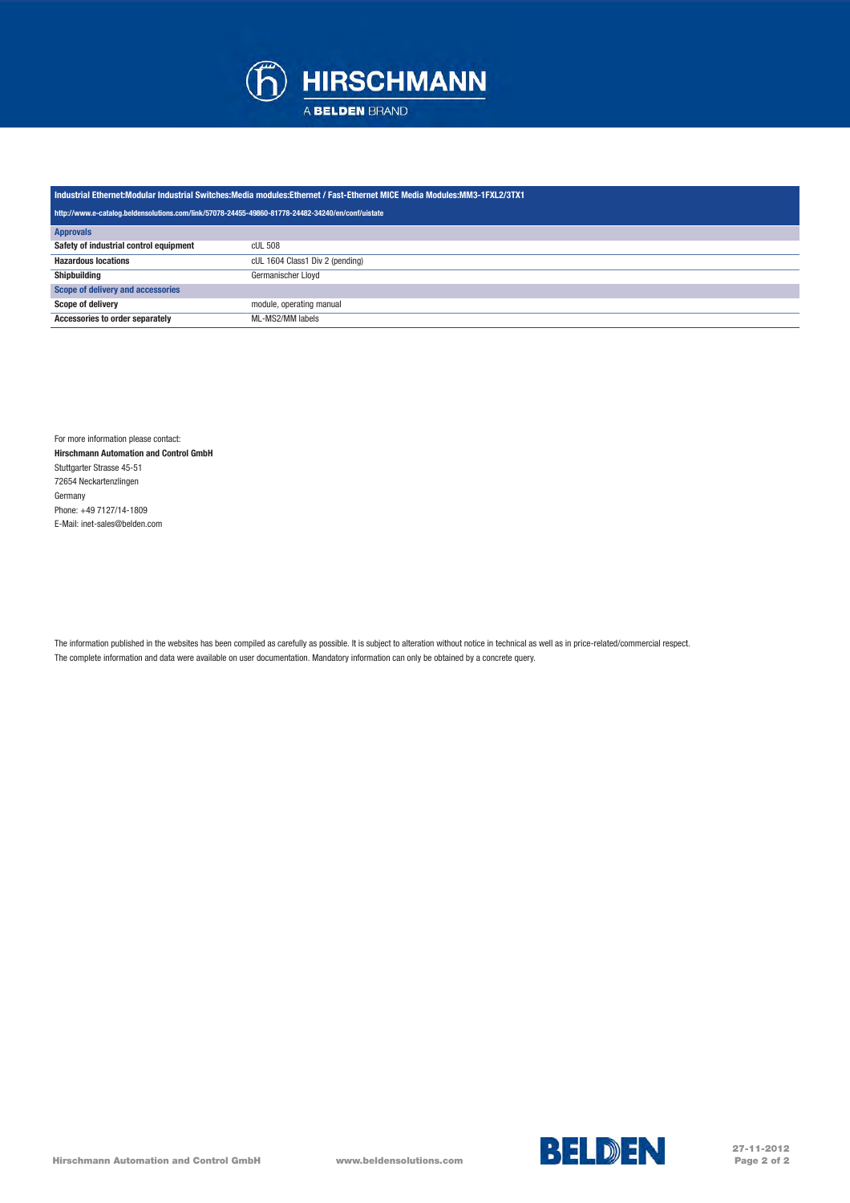**Industrial Ethernet:Modular Industrial Switches:Media modules:Ethernet / Fast-Ethernet MICE Media Modules:MM3-1FXL2/3TX1**

http://www.e-catalog.beldensolutions.com/link/57078-24455-49860-81778-24482-34240/en/conf/uistate

| | |
|---|---|
| **Approvals** | |
| **Safety of industrial control equipment** | cUL 508 |
| **Hazardous locations** | cUL 1604 Class1 Div 2 (pending) |
| **Shipbuilding** | Germanischer Lloyd |
| **Scope of delivery and accessories** | |
| **Scope of delivery** | module, operating manual |
| **Accessories to order separately** | ML-MS2/MM labels |

For more information please contact:
**Hirschmann Automation and Control GmbH**
Stuttgarter Strasse 45-51
72654 Neckartenzlingen
Germany
Phone: +49 7127/14-1809
E-Mail: inet-sales@belden.com

The information published in the websites has been compiled as carefully as possible. It is subject to alteration without notice in technical as well as in price-related/commercial respect.
The complete information and data were available on user documentation. Mandatory information can only be obtained by a concrete query.